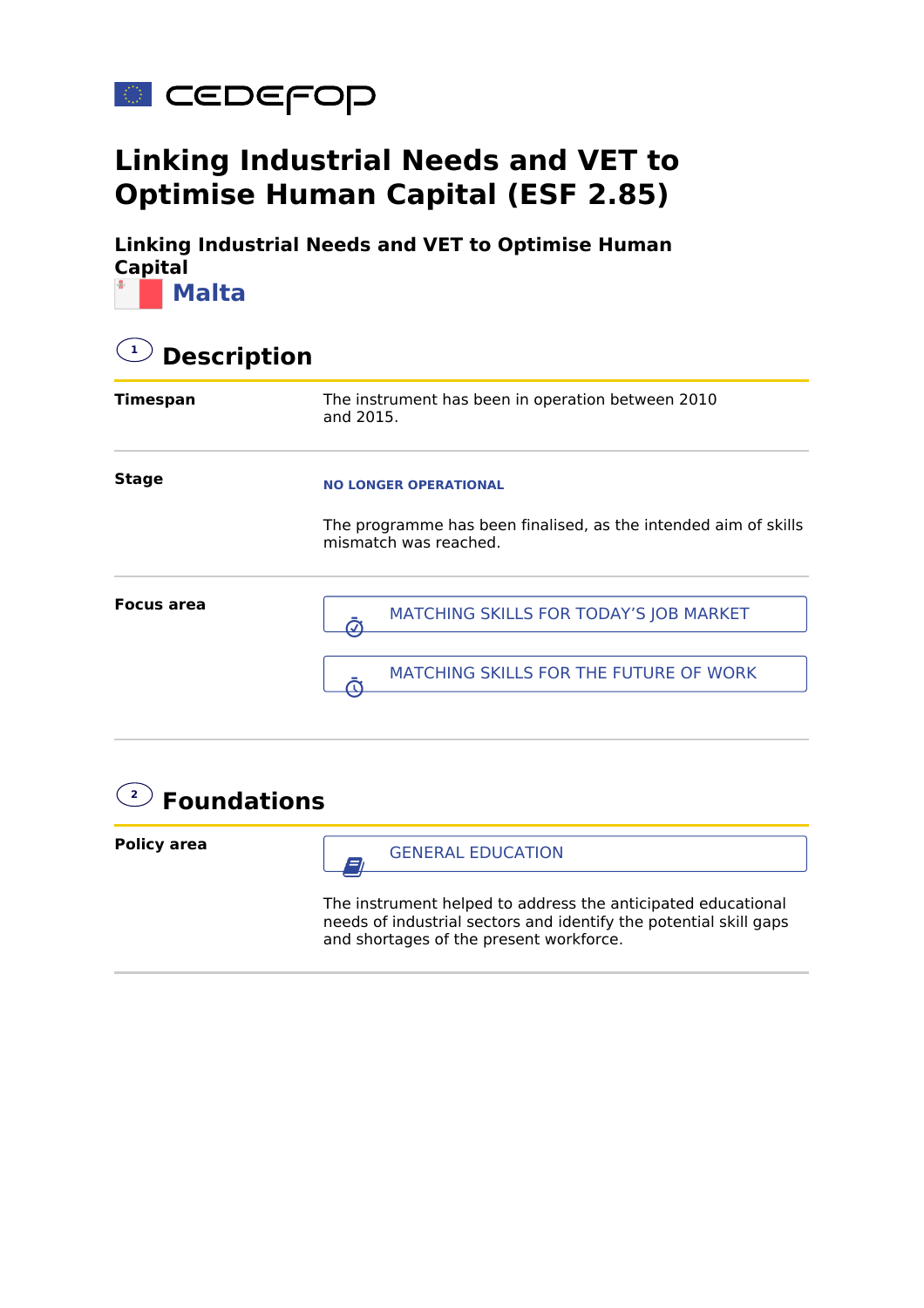cedefop

# Linking Industrial Needs and VET to Optimise Human Capital (ESF 2.85)

### Linking Industrial Needs and VET to Optimise Human Capital

**Malta**

## 1 Description

| | |
|---|---|
| **Timespan** | The instrument has been in operation between 2010 and 2015. |
| **Stage** | NO LONGER OPERATIONAL<br><br>The programme has been finalised, as the intended aim of skills mismatch was reached. |
| **Focus area** | MATCHING SKILLS FOR TODAY'S JOB MARKET<br><br>MATCHING SKILLS FOR THE FUTURE OF WORK |

## 2 Foundations

| | |
|---|---|
| **Policy area** | GENERAL EDUCATION<br><br>The instrument helped to address the anticipated educational needs of industrial sectors and identify the potential skill gaps and shortages of the present workforce. |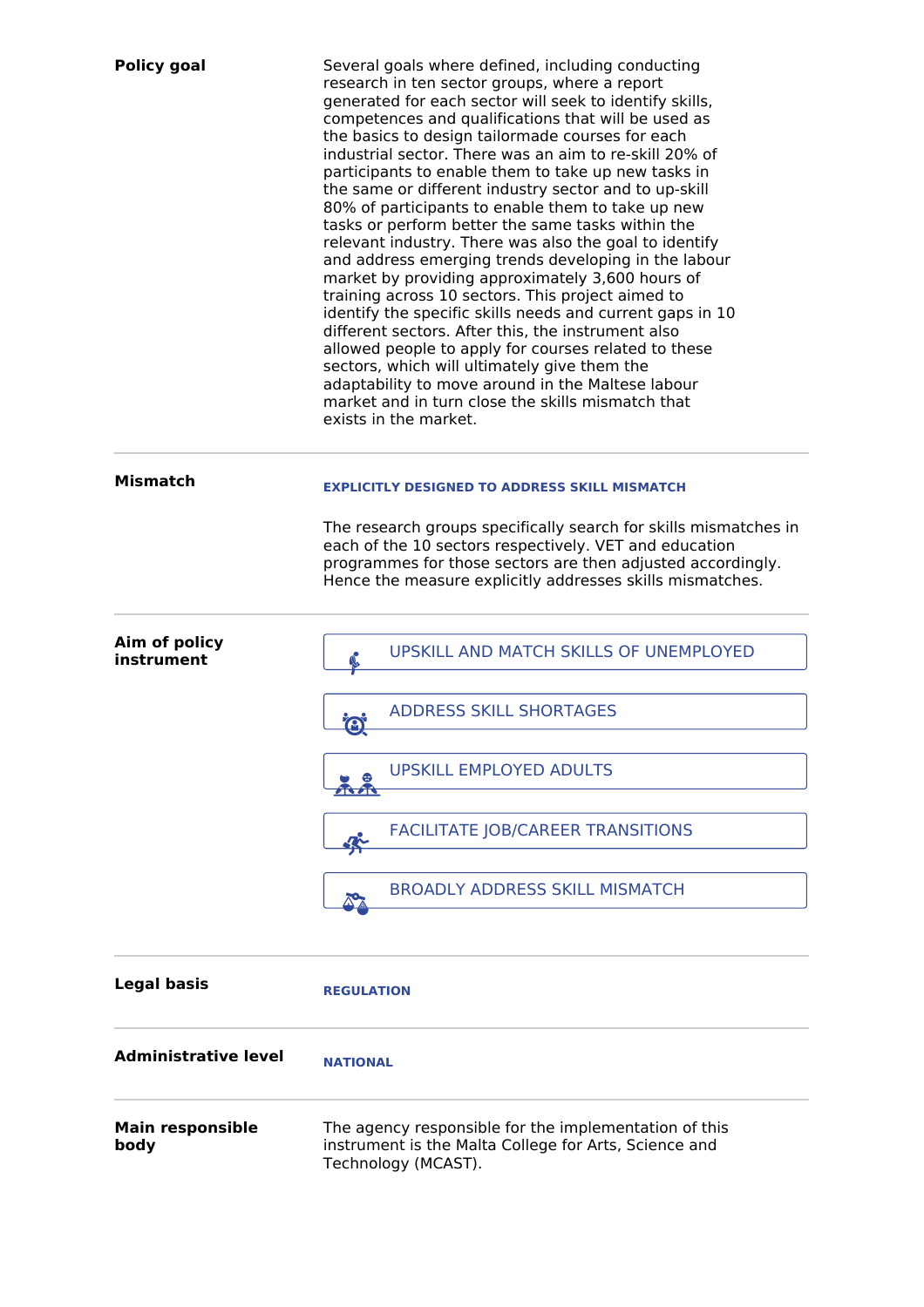**Policy goal**

Several goals where defined, including conducting research in ten sector groups, where a report generated for each sector will seek to identify skills, competences and qualifications that will be used as the basics to design tailormade courses for each industrial sector. There was an aim to re-skill 20% of participants to enable them to take up new tasks in the same or different industry sector and to up-skill 80% of participants to enable them to take up new tasks or perform better the same tasks within the relevant industry. There was also the goal to identify and address emerging trends developing in the labour market by providing approximately 3,600 hours of training across 10 sectors. This project aimed to identify the specific skills needs and current gaps in 10 different sectors. After this, the instrument also allowed people to apply for courses related to these sectors, which will ultimately give them the adaptability to move around in the Maltese labour market and in turn close the skills mismatch that exists in the market.

---

**Mismatch**

**EXPLICITLY DESIGNED TO ADDRESS SKILL MISMATCH**

The research groups specifically search for skills mismatches in each of the 10 sectors respectively. VET and education programmes for those sectors are then adjusted accordingly. Hence the measure explicitly addresses skills mismatches.

---

**Aim of policy instrument**

- UPSKILL AND MATCH SKILLS OF UNEMPLOYED
- ADDRESS SKILL SHORTAGES
- UPSKILL EMPLOYED ADULTS
- FACILITATE JOB/CAREER TRANSITIONS
- BROADLY ADDRESS SKILL MISMATCH

---

**Legal basis**

**REGULATION**

---

**Administrative level**

**NATIONAL**

---

**Main responsible body**

The agency responsible for the implementation of this instrument is the Malta College for Arts, Science and Technology (MCAST).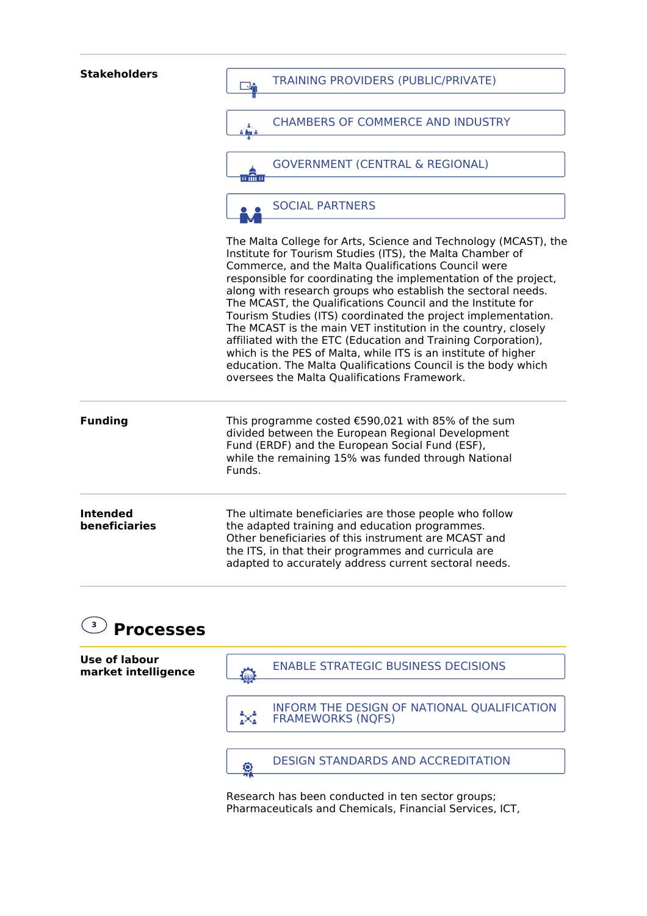**Stakeholders**

- TRAINING PROVIDERS (PUBLIC/PRIVATE)
- CHAMBERS OF COMMERCE AND INDUSTRY
- GOVERNMENT (CENTRAL & REGIONAL)
- SOCIAL PARTNERS

The Malta College for Arts, Science and Technology (MCAST), the Institute for Tourism Studies (ITS), the Malta Chamber of Commerce, and the Malta Qualifications Council were responsible for coordinating the implementation of the project, along with research groups who establish the sectoral needs. The MCAST, the Qualifications Council and the Institute for Tourism Studies (ITS) coordinated the project implementation. The MCAST is the main VET institution in the country, closely affiliated with the ETC (Education and Training Corporation), which is the PES of Malta, while ITS is an institute of higher education. The Malta Qualifications Council is the body which oversees the Malta Qualifications Framework.

**Funding**

This programme costed €590,021 with 85% of the sum divided between the European Regional Development Fund (ERDF) and the European Social Fund (ESF), while the remaining 15% was funded through National Funds.

**Intended beneficiaries**

The ultimate beneficiaries are those people who follow the adapted training and education programmes. Other beneficiaries of this instrument are MCAST and the ITS, in that their programmes and curricula are adapted to accurately address current sectoral needs.

## 3 Processes

**Use of labour market intelligence**

- ENABLE STRATEGIC BUSINESS DECISIONS
- INFORM THE DESIGN OF NATIONAL QUALIFICATION FRAMEWORKS (NQFS)
- DESIGN STANDARDS AND ACCREDITATION

Research has been conducted in ten sector groups; Pharmaceuticals and Chemicals, Financial Services, ICT,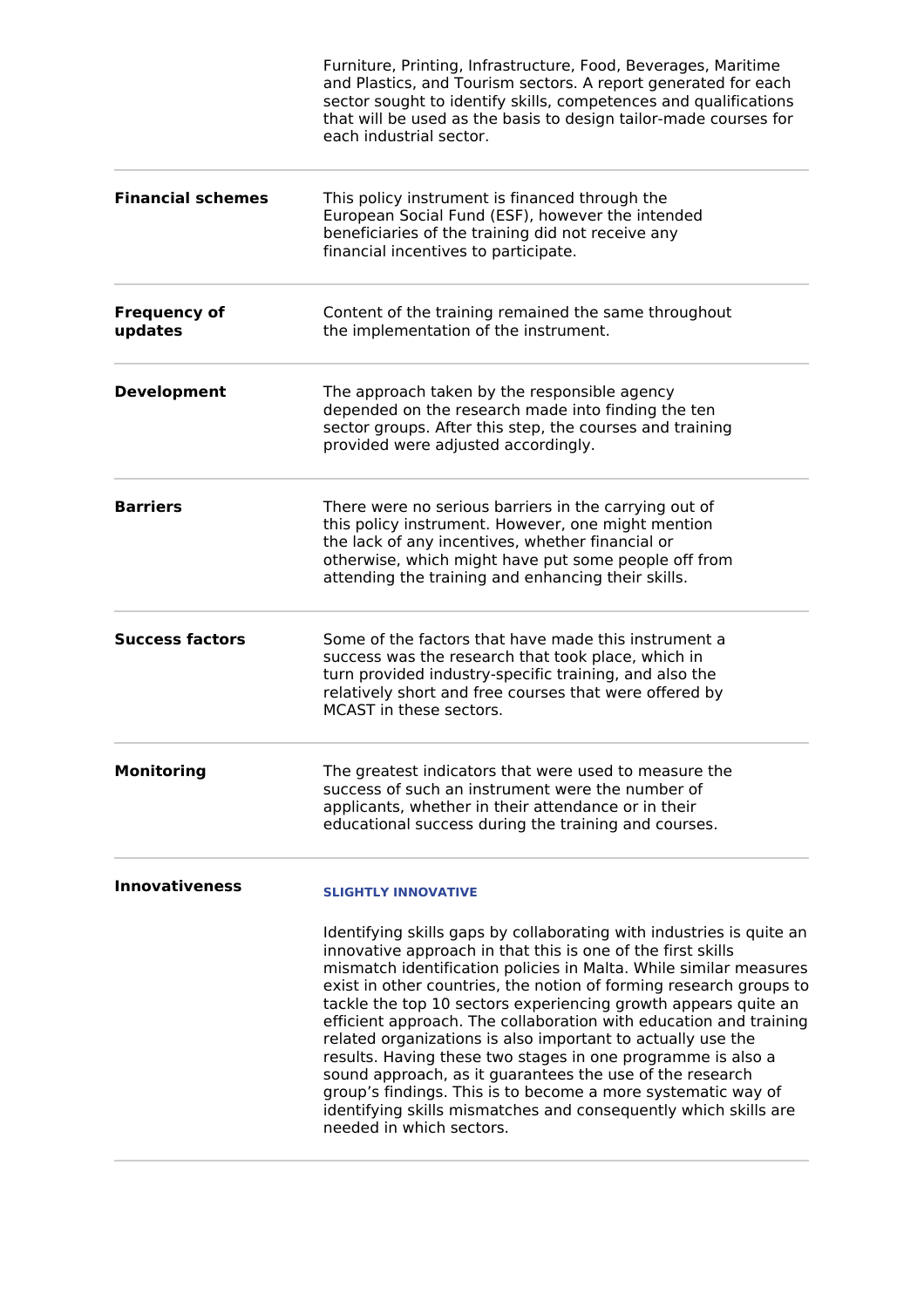| | |
|---|---|
| | Furniture, Printing, Infrastructure, Food, Beverages, Maritime and Plastics, and Tourism sectors. A report generated for each sector sought to identify skills, competences and qualifications that will be used as the basis to design tailor-made courses for each industrial sector. |
| **Financial schemes** | This policy instrument is financed through the European Social Fund (ESF), however the intended beneficiaries of the training did not receive any financial incentives to participate. |
| **Frequency of updates** | Content of the training remained the same throughout the implementation of the instrument. |
| **Development** | The approach taken by the responsible agency depended on the research made into finding the ten sector groups. After this step, the courses and training provided were adjusted accordingly. |
| **Barriers** | There were no serious barriers in the carrying out of this policy instrument. However, one might mention the lack of any incentives, whether financial or otherwise, which might have put some people off from attending the training and enhancing their skills. |
| **Success factors** | Some of the factors that have made this instrument a success was the research that took place, which in turn provided industry-specific training, and also the relatively short and free courses that were offered by MCAST in these sectors. |
| **Monitoring** | The greatest indicators that were used to measure the success of such an instrument were the number of applicants, whether in their attendance or in their educational success during the training and courses. |
| **Innovativeness** | **SLIGHTLY INNOVATIVE**<br><br>Identifying skills gaps by collaborating with industries is quite an innovative approach in that this is one of the first skills mismatch identification policies in Malta. While similar measures exist in other countries, the notion of forming research groups to tackle the top 10 sectors experiencing growth appears quite an efficient approach. The collaboration with education and training related organizations is also important to actually use the results. Having these two stages in one programme is also a sound approach, as it guarantees the use of the research group's findings. This is to become a more systematic way of identifying skills mismatches and consequently which skills are needed in which sectors. |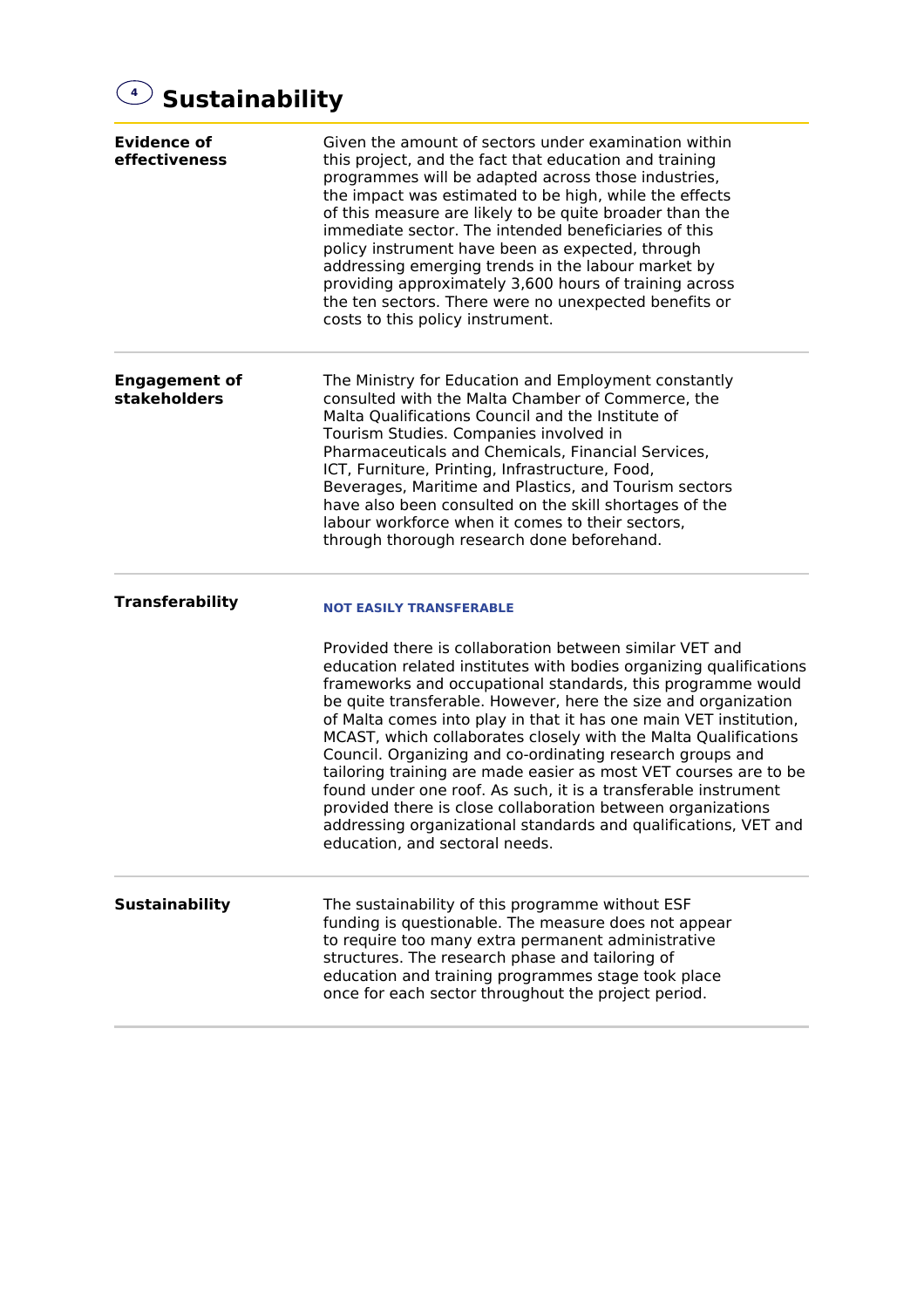## 4 Sustainability

| | |
|---|---|
| **Evidence of effectiveness** | Given the amount of sectors under examination within this project, and the fact that education and training programmes will be adapted across those industries, the impact was estimated to be high, while the effects of this measure are likely to be quite broader than the immediate sector. The intended beneficiaries of this policy instrument have been as expected, through addressing emerging trends in the labour market by providing approximately 3,600 hours of training across the ten sectors. There were no unexpected benefits or costs to this policy instrument. |
| **Engagement of stakeholders** | The Ministry for Education and Employment constantly consulted with the Malta Chamber of Commerce, the Malta Qualifications Council and the Institute of Tourism Studies. Companies involved in Pharmaceuticals and Chemicals, Financial Services, ICT, Furniture, Printing, Infrastructure, Food, Beverages, Maritime and Plastics, and Tourism sectors have also been consulted on the skill shortages of the labour workforce when it comes to their sectors, through thorough research done beforehand. |
| **Transferability** | **NOT EASILY TRANSFERABLE**<br><br>Provided there is collaboration between similar VET and education related institutes with bodies organizing qualifications frameworks and occupational standards, this programme would be quite transferable. However, here the size and organization of Malta comes into play in that it has one main VET institution, MCAST, which collaborates closely with the Malta Qualifications Council. Organizing and co-ordinating research groups and tailoring training are made easier as most VET courses are to be found under one roof. As such, it is a transferable instrument provided there is close collaboration between organizations addressing organizational standards and qualifications, VET and education, and sectoral needs. |
| **Sustainability** | The sustainability of this programme without ESF funding is questionable. The measure does not appear to require too many extra permanent administrative structures. The research phase and tailoring of education and training programmes stage took place once for each sector throughout the project period. |